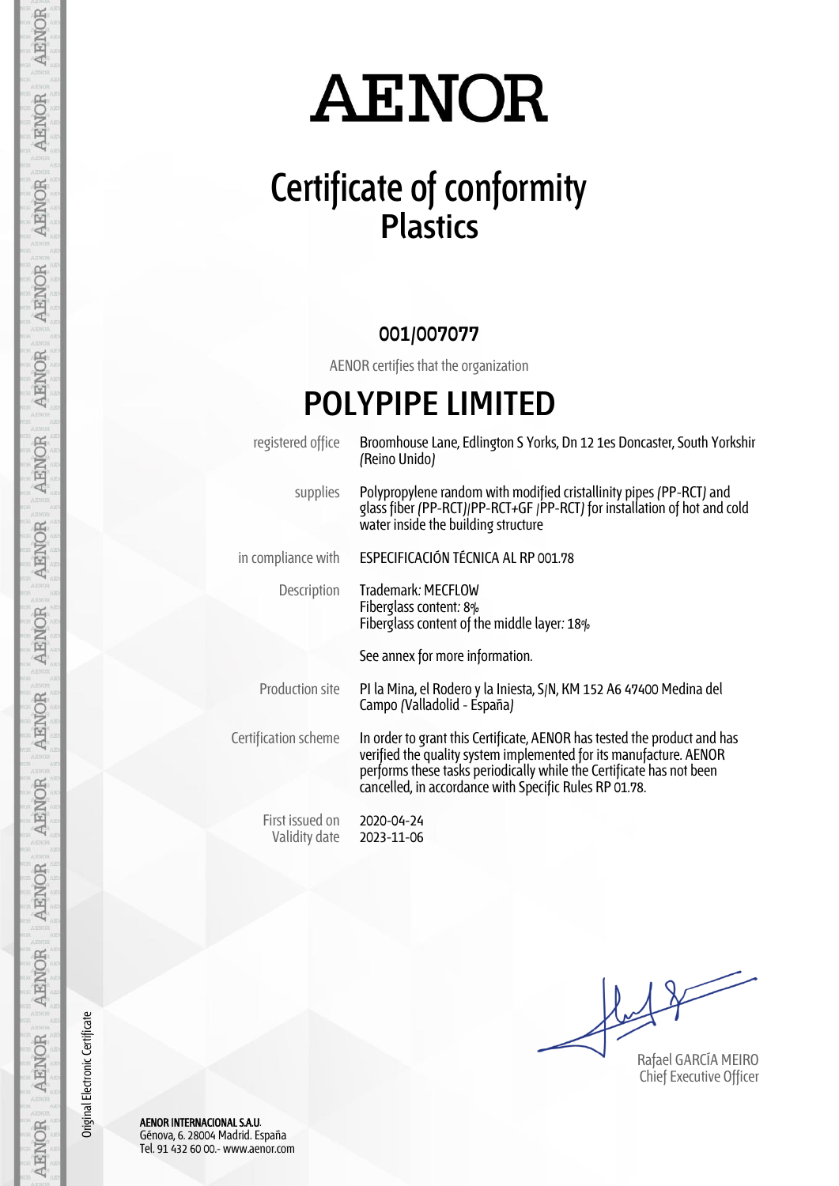# AENOR

## Certificate of conformity
## Plastics

**001/007077**

AENOR certifies that the organization

# POLYPIPE LIMITED

| | |
|---|---|
| registered office | Broomhouse Lane, Edlington S Yorks, Dn 12 1es Doncaster, South Yorkshir (Reino Unido) |
| supplies | Polypropylene random with modified cristallinity pipes (PP-RCT) and glass fiber (PP-RCT)/PP-RCT+GF /PP-RCT) for installation of hot and cold water inside the building structure |
| in compliance with | ESPECIFICACIÓN TÉCNICA AL RP 001.78 |
| Description | Trademark: MECFLOW<br>Fiberglass content: 8%<br>Fiberglass content of the middle layer: 18%<br><br>See annex for more information. |
| Production site | Pl la Mina, el Rodero y la Iniesta, S/N, KM 152 A6 47400 Medina del Campo (Valladolid - España) |
| Certification scheme | In order to grant this Certificate, AENOR has tested the product and has verified the quality system implemented for its manufacture. AENOR performs these tasks periodically while the Certificate has not been cancelled, in accordance with Specific Rules RP 01.78. |
| First issued on | 2020-04-24 |
| Validity date | 2023-11-06 |

Rafael GARCÍA MEIRO
Chief Executive Officer

Original Electronic Certificate

**AENOR INTERNACIONAL S.A.U.**
Génova, 6. 28004 Madrid. España
Tel. 91 432 60 00.- www.aenor.com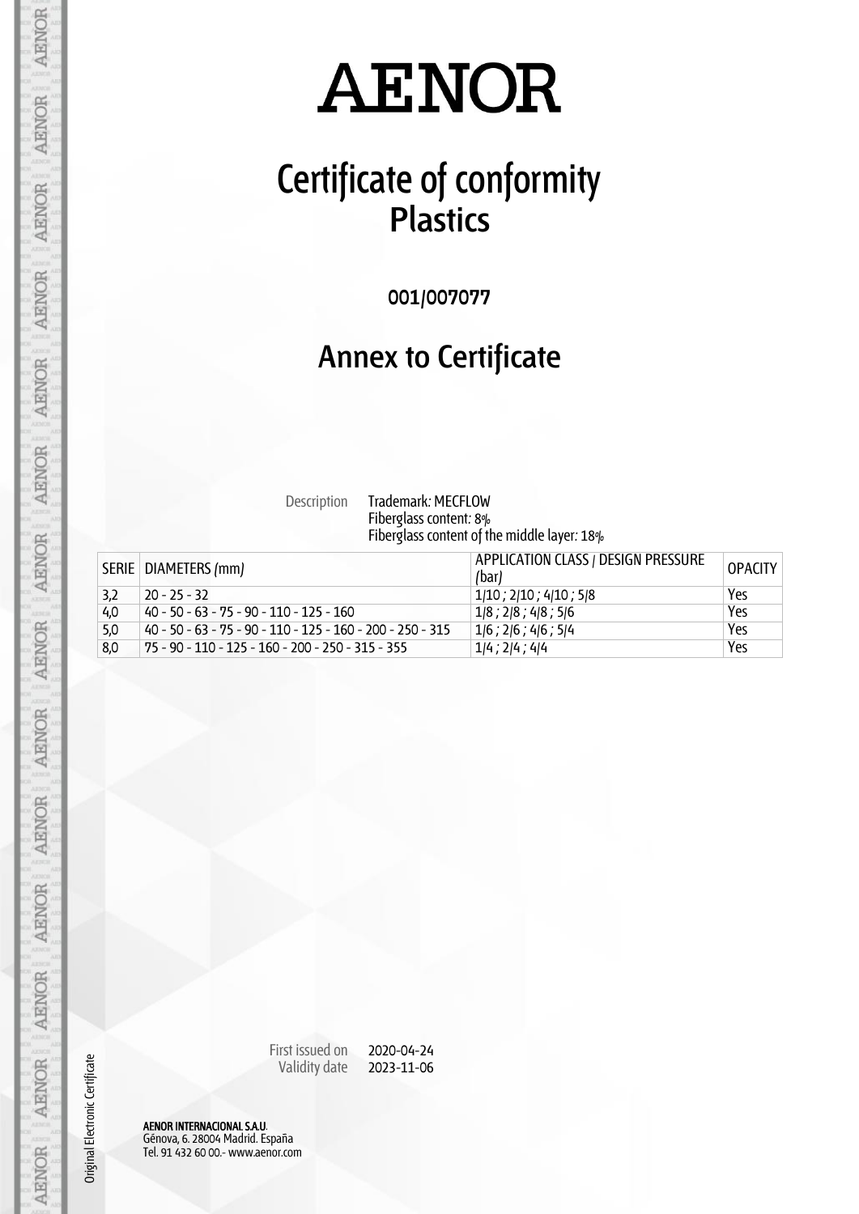# AENOR

# Certificate of conformity

## Plastics

001/007077

## Annex to Certificate

Description Trademark: MECFLOW
Fiberglass content: 8%
Fiberglass content of the middle layer: 18%

| SERIE | DIAMETERS (mm) | APPLICATION CLASS / DESIGN PRESSURE (bar) | OPACITY |
| --- | --- | --- | --- |
| 3,2 | 20 - 25 - 32 | 1/10 ; 2/10 ; 4/10 ; 5/8 | Yes |
| 4,0 | 40 - 50 - 63 - 75 - 90 - 110 - 125 - 160 | 1/8 ; 2/8 ; 4/8 ; 5/6 | Yes |
| 5,0 | 40 - 50 - 63 - 75 - 90 - 110 - 125 - 160 - 200 - 250 - 315 | 1/6 ; 2/6 ; 4/6 ; 5/4 | Yes |
| 8,0 | 75 - 90 - 110 - 125 - 160 - 200 - 250 - 315 - 355 | 1/4 ; 2/4 ; 4/4 | Yes |

First issued on 2020-04-24
Validity date 2023-11-06

Original Electronic Certificate

**AENOR INTERNACIONAL S.A.U.**
Génova, 6. 28004 Madrid. España
Tel. 91 432 60 00.- www.aenor.com